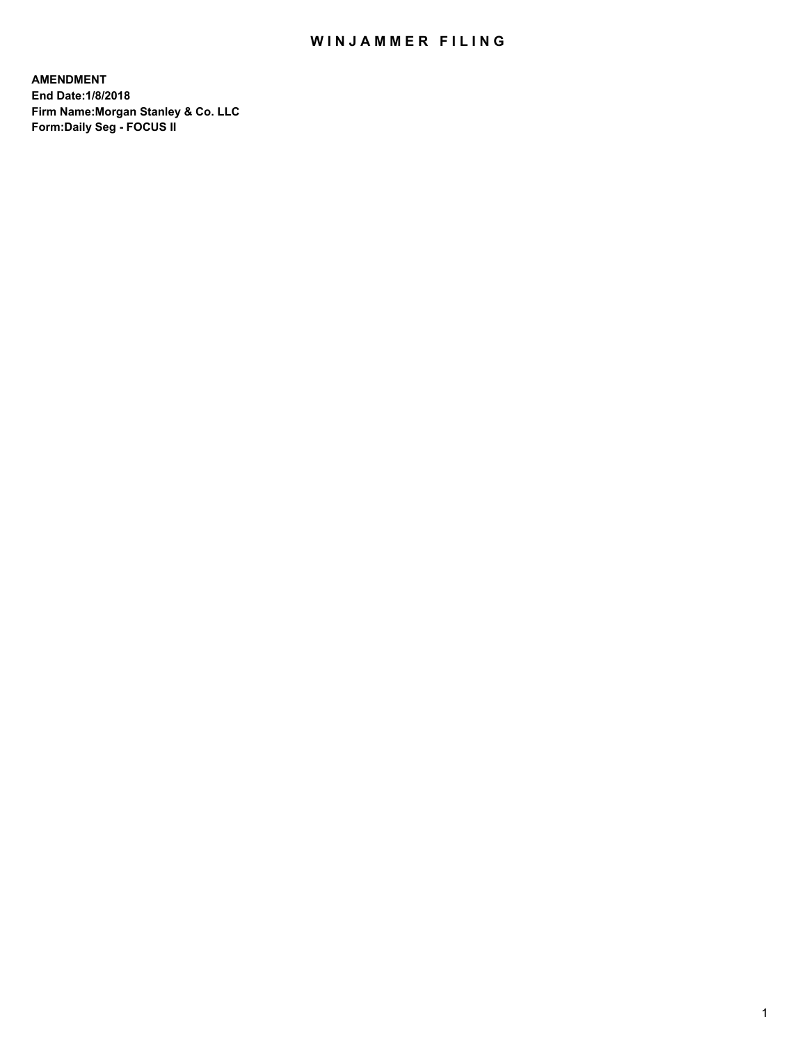# WINJAMMER FILING

**AMENDMENT**
**End Date:1/8/2018**
**Firm Name:Morgan Stanley & Co. LLC**
**Form:Daily Seg - FOCUS II**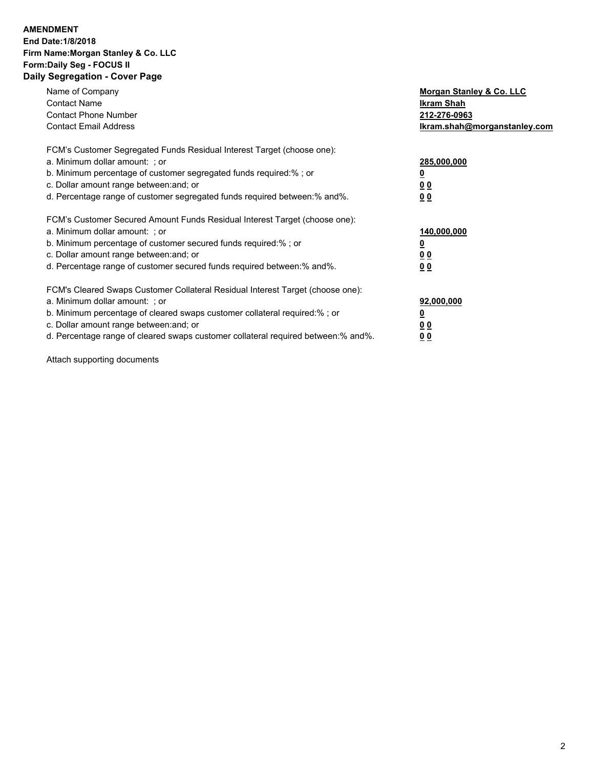**AMENDMENT**
**End Date:1/8/2018**
**Firm Name:Morgan Stanley & Co. LLC**
**Form:Daily Seg - FOCUS II**

## Daily Segregation - Cover Page

| | |
|---|---|
| Name of Company | **Morgan Stanley & Co. LLC** |
| Contact Name | **Ikram Shah** |
| Contact Phone Number | **212-276-0963** |
| Contact Email Address | **Ikram.shah@morganstanley.com** |

FCM's Customer Segregated Funds Residual Interest Target (choose one):

| | |
|---|---|
| a. Minimum dollar amount: ; or | **285,000,000** |
| b. Minimum percentage of customer segregated funds required:% ; or | **0** |
| c. Dollar amount range between:and; or | **0 0** |
| d. Percentage range of customer segregated funds required between:% and%. | **0 0** |

FCM's Customer Secured Amount Funds Residual Interest Target (choose one):

| | |
|---|---|
| a. Minimum dollar amount: ; or | **140,000,000** |
| b. Minimum percentage of customer secured funds required:% ; or | **0** |
| c. Dollar amount range between:and; or | **0 0** |
| d. Percentage range of customer secured funds required between:% and%. | **0 0** |

FCM's Cleared Swaps Customer Collateral Residual Interest Target (choose one):

| | |
|---|---|
| a. Minimum dollar amount: ; or | **92,000,000** |
| b. Minimum percentage of cleared swaps customer collateral required:% ; or | **0** |
| c. Dollar amount range between:and; or | **0 0** |
| d. Percentage range of cleared swaps customer collateral required between:% and%. | **0 0** |

Attach supporting documents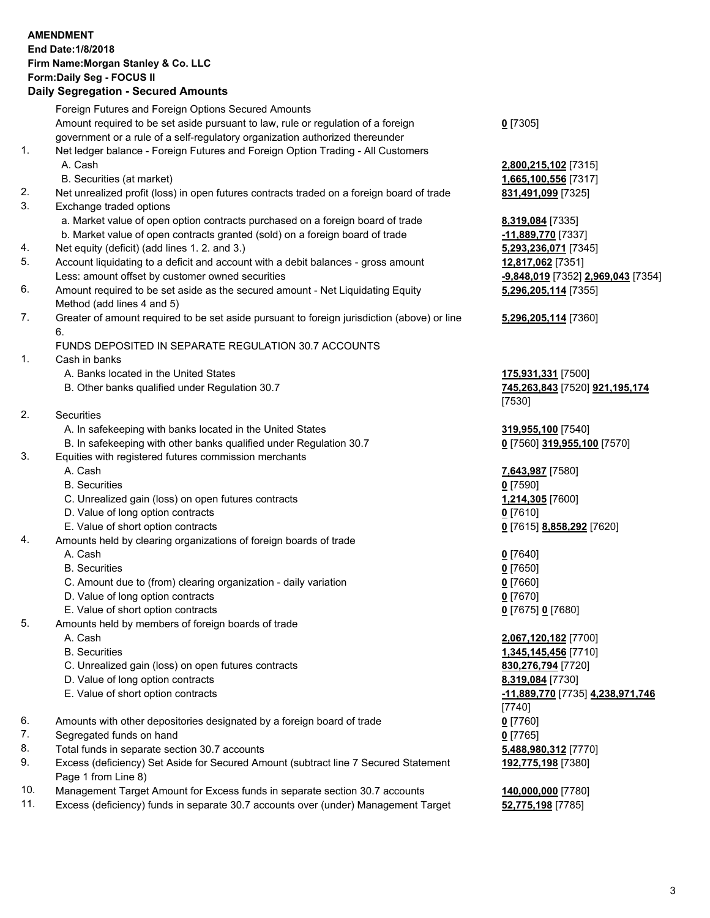**AMENDMENT**
**End Date:1/8/2018**
**Firm Name:Morgan Stanley & Co. LLC**
**Form:Daily Seg - FOCUS II**
**Daily Segregation - Secured Amounts**

| | | |
|---|---|---|
| | Foreign Futures and Foreign Options Secured Amounts | |
| | Amount required to be set aside pursuant to law, rule or regulation of a foreign government or a rule of a self-regulatory organization authorized thereunder | **0** [7305] |
| 1. | Net ledger balance - Foreign Futures and Foreign Option Trading - All Customers | |
| | A. Cash | **2,800,215,102** [7315] |
| | B. Securities (at market) | **1,665,100,556** [7317] |
| 2. | Net unrealized profit (loss) in open futures contracts traded on a foreign board of trade | **831,491,099** [7325] |
| 3. | Exchange traded options | |
| | a. Market value of open option contracts purchased on a foreign board of trade | **8,319,084** [7335] |
| | b. Market value of open contracts granted (sold) on a foreign board of trade | **-11,889,770** [7337] |
| 4. | Net equity (deficit) (add lines 1. 2. and 3.) | **5,293,236,071** [7345] |
| 5. | Account liquidating to a deficit and account with a debit balances - gross amount | **12,817,062** [7351] |
| | Less: amount offset by customer owned securities | **-9,848,019** [7352] **2,969,043** [7354] |
| 6. | Amount required to be set aside as the secured amount - Net Liquidating Equity Method (add lines 4 and 5) | **5,296,205,114** [7355] |
| 7. | Greater of amount required to be set aside pursuant to foreign jurisdiction (above) or line 6. | **5,296,205,114** [7360] |
| | FUNDS DEPOSITED IN SEPARATE REGULATION 30.7 ACCOUNTS | |
| 1. | Cash in banks | |
| | A. Banks located in the United States | **175,931,331** [7500] |
| | B. Other banks qualified under Regulation 30.7 | **745,263,843** [7520] **921,195,174** [7530] |
| 2. | Securities | |
| | A. In safekeeping with banks located in the United States | **319,955,100** [7540] |
| | B. In safekeeping with other banks qualified under Regulation 30.7 | **0** [7560] **319,955,100** [7570] |
| 3. | Equities with registered futures commission merchants | |
| | A. Cash | **7,643,987** [7580] |
| | B. Securities | **0** [7590] |
| | C. Unrealized gain (loss) on open futures contracts | **1,214,305** [7600] |
| | D. Value of long option contracts | **0** [7610] |
| | E. Value of short option contracts | **0** [7615] **8,858,292** [7620] |
| 4. | Amounts held by clearing organizations of foreign boards of trade | |
| | A. Cash | **0** [7640] |
| | B. Securities | **0** [7650] |
| | C. Amount due to (from) clearing organization - daily variation | **0** [7660] |
| | D. Value of long option contracts | **0** [7670] |
| | E. Value of short option contracts | **0** [7675] **0** [7680] |
| 5. | Amounts held by members of foreign boards of trade | |
| | A. Cash | **2,067,120,182** [7700] |
| | B. Securities | **1,345,145,456** [7710] |
| | C. Unrealized gain (loss) on open futures contracts | **830,276,794** [7720] |
| | D. Value of long option contracts | **8,319,084** [7730] |
| | E. Value of short option contracts | **-11,889,770** [7735] **4,238,971,746** [7740] |
| 6. | Amounts with other depositories designated by a foreign board of trade | **0** [7760] |
| 7. | Segregated funds on hand | **0** [7765] |
| 8. | Total funds in separate section 30.7 accounts | **5,488,980,312** [7770] |
| 9. | Excess (deficiency) Set Aside for Secured Amount (subtract line 7 Secured Statement Page 1 from Line 8) | **192,775,198** [7380] |
| 10. | Management Target Amount for Excess funds in separate section 30.7 accounts | **140,000,000** [7780] |
| 11. | Excess (deficiency) funds in separate 30.7 accounts over (under) Management Target | **52,775,198** [7785] |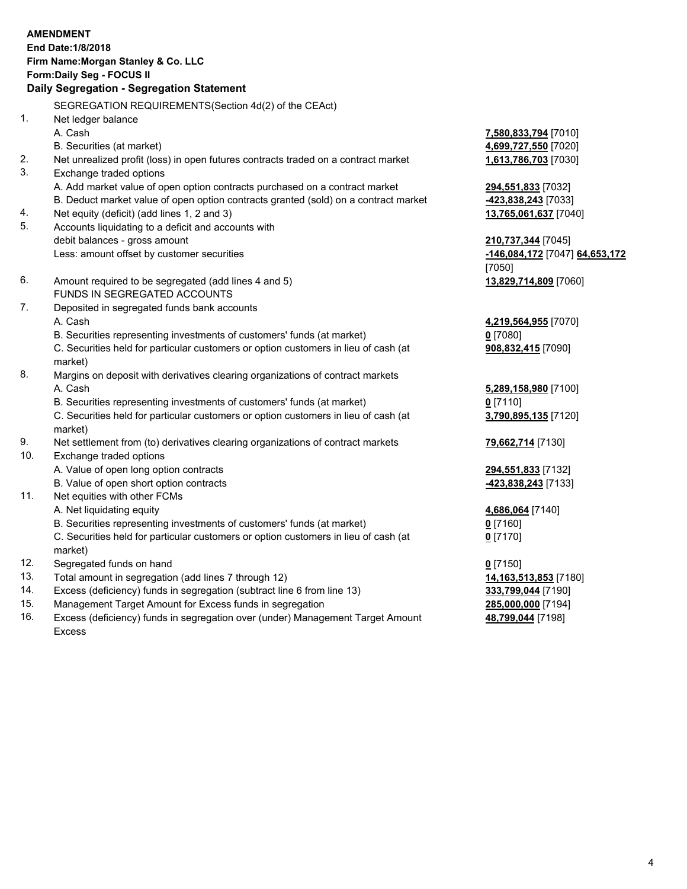**AMENDMENT**
**End Date:1/8/2018**
**Firm Name:Morgan Stanley & Co. LLC**
**Form:Daily Seg - FOCUS II**
**Daily Segregation - Segregation Statement**

SEGREGATION REQUIREMENTS(Section 4d(2) of the CEAct)

1. Net ledger balance
   A. Cash — **7,580,833,794** [7010]
   B. Securities (at market) — **4,699,727,550** [7020]
2. Net unrealized profit (loss) in open futures contracts traded on a contract market — **1,613,786,703** [7030]
3. Exchange traded options
   A. Add market value of open option contracts purchased on a contract market — **294,551,833** [7032]
   B. Deduct market value of open option contracts granted (sold) on a contract market — **-423,838,243** [7033]
4. Net equity (deficit) (add lines 1, 2 and 3) — **13,765,061,637** [7040]
5. Accounts liquidating to a deficit and accounts with debit balances - gross amount — **210,737,344** [7045]
   Less: amount offset by customer securities — **-146,084,172** [7047] **64,653,172** [7050]
6. Amount required to be segregated (add lines 4 and 5) — **13,829,714,809** [7060]

FUNDS IN SEGREGATED ACCOUNTS

7. Deposited in segregated funds bank accounts
   A. Cash — **4,219,564,955** [7070]
   B. Securities representing investments of customers' funds (at market) — **0** [7080]
   C. Securities held for particular customers or option customers in lieu of cash (at market) — **908,832,415** [7090]
8. Margins on deposit with derivatives clearing organizations of contract markets
   A. Cash — **5,289,158,980** [7100]
   B. Securities representing investments of customers' funds (at market) — **0** [7110]
   C. Securities held for particular customers or option customers in lieu of cash (at market) — **3,790,895,135** [7120]
9. Net settlement from (to) derivatives clearing organizations of contract markets — **79,662,714** [7130]
10. Exchange traded options
    A. Value of open long option contracts — **294,551,833** [7132]
    B. Value of open short option contracts — **-423,838,243** [7133]
11. Net equities with other FCMs
    A. Net liquidating equity — **4,686,064** [7140]
    B. Securities representing investments of customers' funds (at market) — **0** [7160]
    C. Securities held for particular customers or option customers in lieu of cash (at market) — **0** [7170]
12. Segregated funds on hand — **0** [7150]
13. Total amount in segregation (add lines 7 through 12) — **14,163,513,853** [7180]
14. Excess (deficiency) funds in segregation (subtract line 6 from line 13) — **333,799,044** [7190]
15. Management Target Amount for Excess funds in segregation — **285,000,000** [7194]
16. Excess (deficiency) funds in segregation over (under) Management Target Amount Excess — **48,799,044** [7198]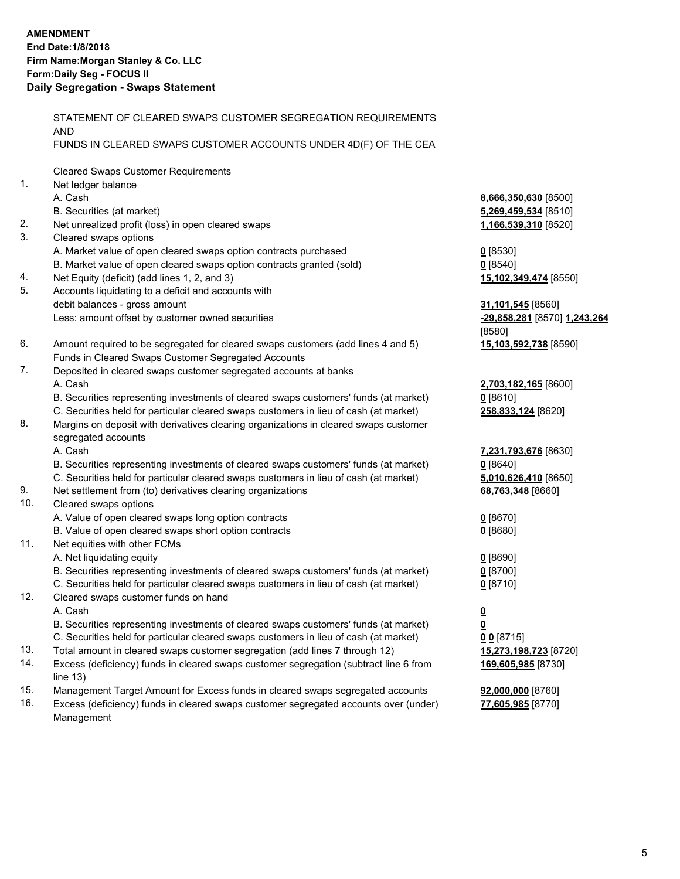**AMENDMENT**
**End Date:1/8/2018**
**Firm Name:Morgan Stanley & Co. LLC**
**Form:Daily Seg - FOCUS II**
**Daily Segregation - Swaps Statement**

STATEMENT OF CLEARED SWAPS CUSTOMER SEGREGATION REQUIREMENTS AND FUNDS IN CLEARED SWAPS CUSTOMER ACCOUNTS UNDER 4D(F) OF THE CEA

| | | |
|---|---|---|
| | Cleared Swaps Customer Requirements | |
| 1. | Net ledger balance | |
| | A. Cash | **8,666,350,630** [8500] |
| | B. Securities (at market) | **5,269,459,534** [8510] |
| 2. | Net unrealized profit (loss) in open cleared swaps | **1,166,539,310** [8520] |
| 3. | Cleared swaps options | |
| | A. Market value of open cleared swaps option contracts purchased | **0** [8530] |
| | B. Market value of open cleared swaps option contracts granted (sold) | **0** [8540] |
| 4. | Net Equity (deficit) (add lines 1, 2, and 3) | **15,102,349,474** [8550] |
| 5. | Accounts liquidating to a deficit and accounts with debit balances - gross amount | **31,101,545** [8560] |
| | Less: amount offset by customer owned securities | **-29,858,281** [8570] **1,243,264** [8580] |
| 6. | Amount required to be segregated for cleared swaps customers (add lines 4 and 5) | **15,103,592,738** [8590] |
| | Funds in Cleared Swaps Customer Segregated Accounts | |
| 7. | Deposited in cleared swaps customer segregated accounts at banks | |
| | A. Cash | **2,703,182,165** [8600] |
| | B. Securities representing investments of cleared swaps customers' funds (at market) | **0** [8610] |
| | C. Securities held for particular cleared swaps customers in lieu of cash (at market) | **258,833,124** [8620] |
| 8. | Margins on deposit with derivatives clearing organizations in cleared swaps customer segregated accounts | |
| | A. Cash | **7,231,793,676** [8630] |
| | B. Securities representing investments of cleared swaps customers' funds (at market) | **0** [8640] |
| | C. Securities held for particular cleared swaps customers in lieu of cash (at market) | **5,010,626,410** [8650] |
| 9. | Net settlement from (to) derivatives clearing organizations | **68,763,348** [8660] |
| 10. | Cleared swaps options | |
| | A. Value of open cleared swaps long option contracts | **0** [8670] |
| | B. Value of open cleared swaps short option contracts | **0** [8680] |
| 11. | Net equities with other FCMs | |
| | A. Net liquidating equity | **0** [8690] |
| | B. Securities representing investments of cleared swaps customers' funds (at market) | **0** [8700] |
| | C. Securities held for particular cleared swaps customers in lieu of cash (at market) | **0** [8710] |
| 12. | Cleared swaps customer funds on hand | |
| | A. Cash | **0** |
| | B. Securities representing investments of cleared swaps customers' funds (at market) | **0** |
| | C. Securities held for particular cleared swaps customers in lieu of cash (at market) | **0** **0** [8715] |
| 13. | Total amount in cleared swaps customer segregation (add lines 7 through 12) | **15,273,198,723** [8720] |
| 14. | Excess (deficiency) funds in cleared swaps customer segregation (subtract line 6 from line 13) | **169,605,985** [8730] |
| 15. | Management Target Amount for Excess funds in cleared swaps segregated accounts | **92,000,000** [8760] |
| 16. | Excess (deficiency) funds in cleared swaps customer segregated accounts over (under) Management | **77,605,985** [8770] |